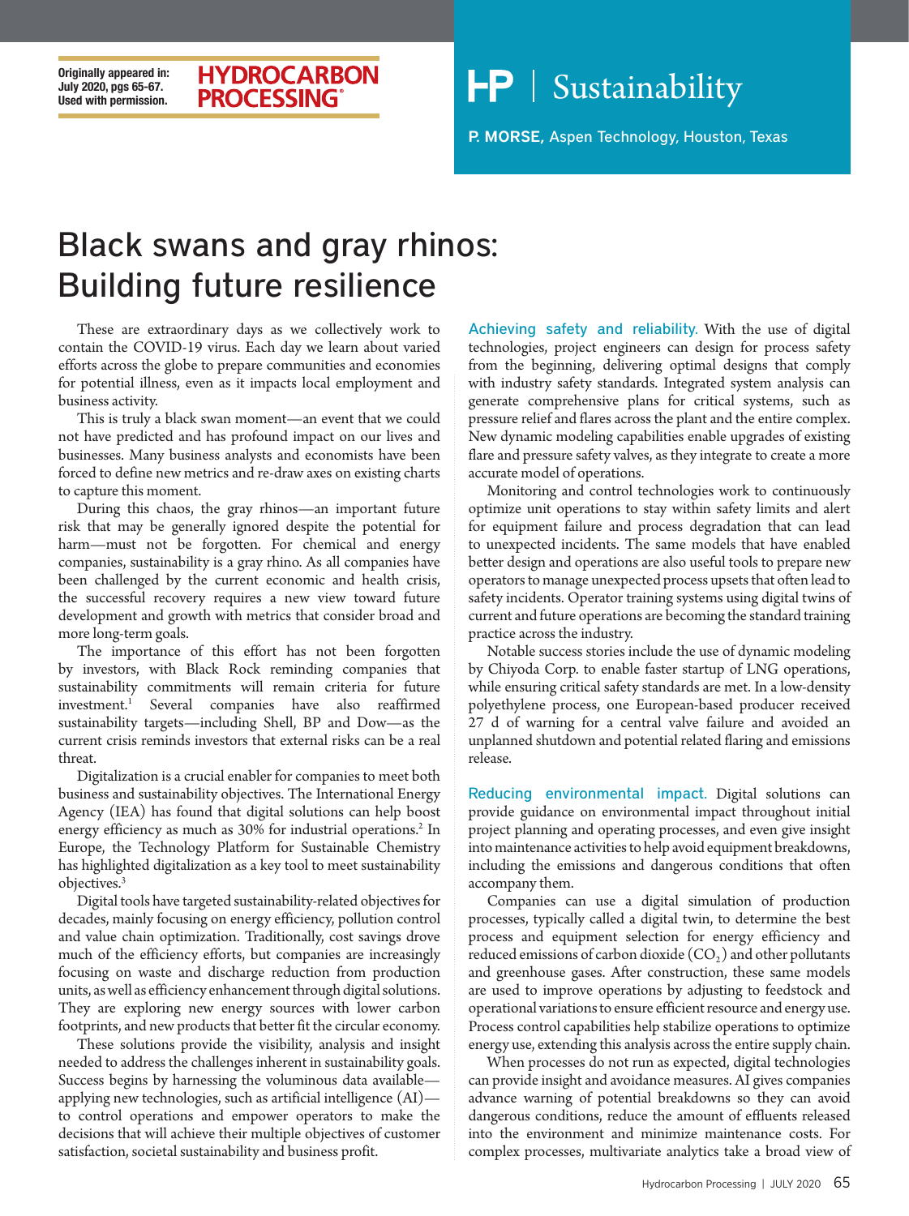Originally appeared in: July 2020, pgs 65-67. Used with permission.

HYDROCARBON PROCESSING

HP | Sustainability

**P. MORSE,** Aspen Technology, Houston, Texas

# Black swans and gray rhinos: Building future resilience

These are extraordinary days as we collectively work to contain the COVID-19 virus. Each day we learn about varied efforts across the globe to prepare communities and economies for potential illness, even as it impacts local employment and business activity.

This is truly a black swan moment—an event that we could not have predicted and has profound impact on our lives and businesses. Many business analysts and economists have been forced to define new metrics and re-draw axes on existing charts to capture this moment.

During this chaos, the gray rhinos—an important future risk that may be generally ignored despite the potential for harm—must not be forgotten. For chemical and energy companies, sustainability is a gray rhino. As all companies have been challenged by the current economic and health crisis, the successful recovery requires a new view toward future development and growth with metrics that consider broad and more long-term goals.

The importance of this effort has not been forgotten by investors, with Black Rock reminding companies that sustainability commitments will remain criteria for future investment.[1] Several companies have also reaffirmed sustainability targets—including Shell, BP and Dow—as the current crisis reminds investors that external risks can be a real threat.

Digitalization is a crucial enabler for companies to meet both business and sustainability objectives. The International Energy Agency (IEA) has found that digital solutions can help boost energy efficiency as much as 30% for industrial operations.[2] In Europe, the Technology Platform for Sustainable Chemistry has highlighted digitalization as a key tool to meet sustainability objectives.[3]

Digital tools have targeted sustainability-related objectives for decades, mainly focusing on energy efficiency, pollution control and value chain optimization. Traditionally, cost savings drove much of the efficiency efforts, but companies are increasingly focusing on waste and discharge reduction from production units, as well as efficiency enhancement through digital solutions. They are exploring new energy sources with lower carbon footprints, and new products that better fit the circular economy.

These solutions provide the visibility, analysis and insight needed to address the challenges inherent in sustainability goals. Success begins by harnessing the voluminous data available—applying new technologies, such as artificial intelligence (AI)—to control operations and empower operators to make the decisions that will achieve their multiple objectives of customer satisfaction, societal sustainability and business profit.

**Achieving safety and reliability.** With the use of digital technologies, project engineers can design for process safety from the beginning, delivering optimal designs that comply with industry safety standards. Integrated system analysis can generate comprehensive plans for critical systems, such as pressure relief and flares across the plant and the entire complex. New dynamic modeling capabilities enable upgrades of existing flare and pressure safety valves, as they integrate to create a more accurate model of operations.

Monitoring and control technologies work to continuously optimize unit operations to stay within safety limits and alert for equipment failure and process degradation that can lead to unexpected incidents. The same models that have enabled better design and operations are also useful tools to prepare new operators to manage unexpected process upsets that often lead to safety incidents. Operator training systems using digital twins of current and future operations are becoming the standard training practice across the industry.

Notable success stories include the use of dynamic modeling by Chiyoda Corp. to enable faster startup of LNG operations, while ensuring critical safety standards are met. In a low-density polyethylene process, one European-based producer received 27 d of warning for a central valve failure and avoided an unplanned shutdown and potential related flaring and emissions release.

**Reducing environmental impact.** Digital solutions can provide guidance on environmental impact throughout initial project planning and operating processes, and even give insight into maintenance activities to help avoid equipment breakdowns, including the emissions and dangerous conditions that often accompany them.

Companies can use a digital simulation of production processes, typically called a digital twin, to determine the best process and equipment selection for energy efficiency and reduced emissions of carbon dioxide ($CO_2$) and other pollutants and greenhouse gases. After construction, these same models are used to improve operations by adjusting to feedstock and operational variations to ensure efficient resource and energy use. Process control capabilities help stabilize operations to optimize energy use, extending this analysis across the entire supply chain.

When processes do not run as expected, digital technologies can provide insight and avoidance measures. AI gives companies advance warning of potential breakdowns so they can avoid dangerous conditions, reduce the amount of effluents released into the environment and minimize maintenance costs. For complex processes, multivariate analytics take a broad view of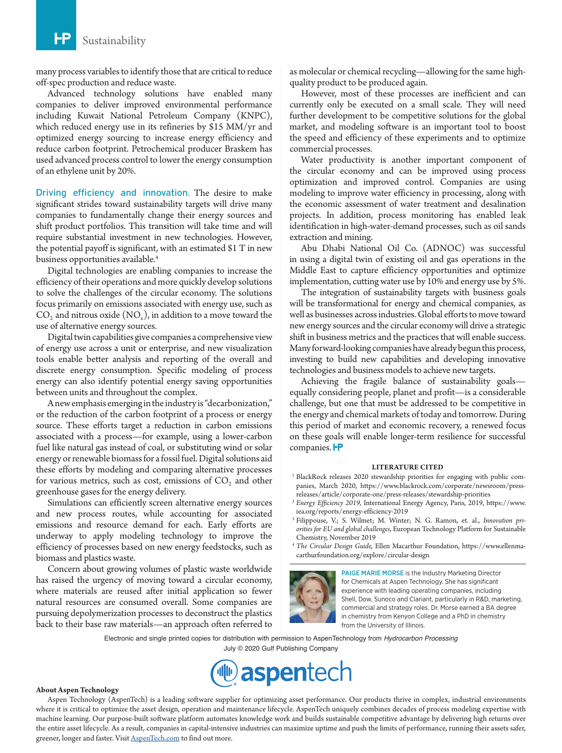many process variables to identify those that are critical to reduce off-spec production and reduce waste.

Advanced technology solutions have enabled many companies to deliver improved environmental performance including Kuwait National Petroleum Company (KNPC), which reduced energy use in its refineries by \$15 MM/yr and optimized energy sourcing to increase energy efficiency and reduce carbon footprint. Petrochemical producer Braskem has used advanced process control to lower the energy consumption of an ethylene unit by 20%.

**Driving efficiency and innovation.** The desire to make significant strides toward sustainability targets will drive many companies to fundamentally change their energy sources and shift product portfolios. This transition will take time and will require substantial investment in new technologies. However, the potential payoff is significant, with an estimated \$1 T in new business opportunities available.[4]

Digital technologies are enabling companies to increase the efficiency of their operations and more quickly develop solutions to solve the challenges of the circular economy. The solutions focus primarily on emissions associated with energy use, such as $CO_2$ and nitrous oxide ($NO_x$), in addition to a move toward the use of alternative energy sources.

Digital twin capabilities give companies a comprehensive view of energy use across a unit or enterprise, and new visualization tools enable better analysis and reporting of the overall and discrete energy consumption. Specific modeling of process energy can also identify potential energy saving opportunities between units and throughout the complex.

A new emphasis emerging in the industry is "decarbonization," or the reduction of the carbon footprint of a process or energy source. These efforts target a reduction in carbon emissions associated with a process—for example, using a lower-carbon fuel like natural gas instead of coal, or substituting wind or solar energy or renewable biomass for a fossil fuel. Digital solutions aid these efforts by modeling and comparing alternative processes for various metrics, such as cost, emissions of $CO_2$ and other greenhouse gases for the energy delivery.

Simulations can efficiently screen alternative energy sources and new process routes, while accounting for associated emissions and resource demand for each. Early efforts are underway to apply modeling technology to improve the efficiency of processes based on new energy feedstocks, such as biomass and plastics waste.

Concern about growing volumes of plastic waste worldwide has raised the urgency of moving toward a circular economy, where materials are reused after initial application so fewer natural resources are consumed overall. Some companies are pursuing depolymerization processes to deconstruct the plastics back to their base raw materials—an approach often referred to as molecular or chemical recycling—allowing for the same high-quality product to be produced again.

However, most of these processes are inefficient and can currently only be executed on a small scale. They will need further development to be competitive solutions for the global market, and modeling software is an important tool to boost the speed and efficiency of these experiments and to optimize commercial processes.

Water productivity is another important component of the circular economy and can be improved using process optimization and improved control. Companies are using modeling to improve water efficiency in processing, along with the economic assessment of water treatment and desalination projects. In addition, process monitoring has enabled leak identification in high-water-demand processes, such as oil sands extraction and mining.

Abu Dhabi National Oil Co. (ADNOC) was successful in using a digital twin of existing oil and gas operations in the Middle East to capture efficiency opportunities and optimize implementation, cutting water use by 10% and energy use by 5%.

The integration of sustainability targets with business goals will be transformational for energy and chemical companies, as well as businesses across industries. Global efforts to move toward new energy sources and the circular economy will drive a strategic shift in business metrics and the practices that will enable success. Many forward-looking companies have already begun this process, investing to build new capabilities and developing innovative technologies and business models to achieve new targets.

Achieving the fragile balance of sustainability goals—equally considering people, planet and profit—is a considerable challenge, but one that must be addressed to be competitive in the energy and chemical markets of today and tomorrow. During this period of market and economic recovery, a renewed focus on these goals will enable longer-term resilience for successful companies.

### LITERATURE CITED

1. BlackRock releases 2020 stewardship priorities for engaging with public companies, March 2020, https://www.blackrock.com/corporate/newsroom/press-releases/article/corporate-one/press-releases/stewardship-priorities
2. *Energy Efficiency 2019,* International Energy Agency, Paris, 2019, https://www.iea.org/reports/energy-efficiency-2019
3. Filippouse, V.; S. Wilmet; M. Winter; N. G. Ramon, et. al., *Innovation priorities for EU and global challenges,* European Technology Platform for Sustainable Chemistry, November 2019
4. *The Circular Design Guide,* Ellen Macarthur Foundation, https://www.ellenmacarthurfoundation.org/explore/circular-design

**PAIGE MARIE MORSE** is the Industry Marketing Director for Chemicals at Aspen Technology. She has significant experience with leading operating companies, including Shell, Dow, Sunoco and Clariant, particularly in R&D, marketing, commercial and strategy roles. Dr. Morse earned a BA degree in chemistry from Kenyon College and a PhD in chemistry from the University of Illinois.

Electronic and single printed copies for distribution with permission to AspenTechnology from *Hydrocarbon Processing*
July © 2020 Gulf Publishing Company

**About Aspen Technology**

Aspen Technology (AspenTech) is a leading software supplier for optimizing asset performance. Our products thrive in complex, industrial environments where it is critical to optimize the asset design, operation and maintenance lifecycle. AspenTech uniquely combines decades of process modeling expertise with machine learning. Our purpose-built software platform automates knowledge work and builds sustainable competitive advantage by delivering high returns over the entire asset lifecycle. As a result, companies in capital-intensive industries can maximize uptime and push the limits of performance, running their assets safer, greener, longer and faster. Visit AspenTech.com to find out more.